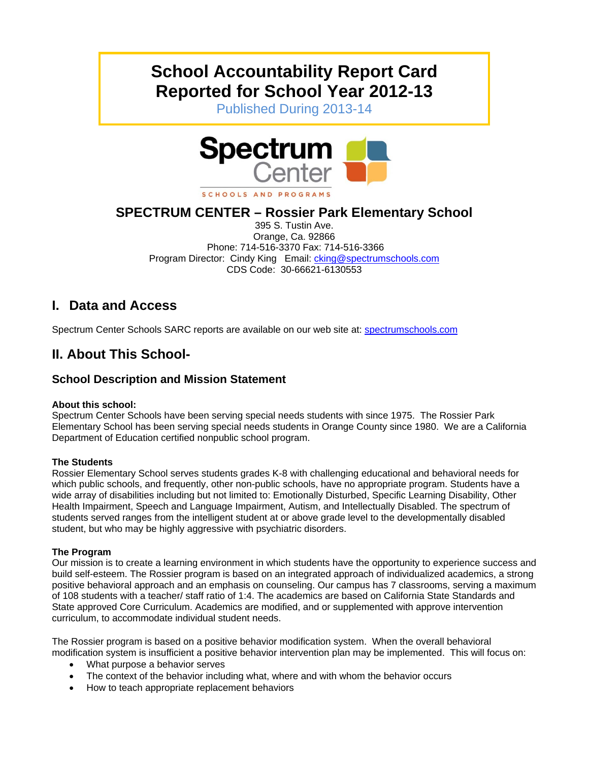# School Accountability Report Card
# Reported for School Year 2012-13

Published During 2013-14

Spectrum Center
SCHOOLS AND PROGRAMS

## SPECTRUM CENTER – Rossier Park Elementary School

395 S. Tustin Ave.
Orange, Ca. 92866
Phone: 714-516-3370 Fax: 714-516-3366
Program Director: Cindy King Email: cking@spectrumschools.com
CDS Code: 30-66621-6130553

## I. Data and Access

Spectrum Center Schools SARC reports are available on our web site at: spectrumschools.com

## II. About This School-

### School Description and Mission Statement

**About this school:**
Spectrum Center Schools have been serving special needs students with since 1975. The Rossier Park Elementary School has been serving special needs students in Orange County since 1980. We are a California Department of Education certified nonpublic school program.

**The Students**
Rossier Elementary School serves students grades K-8 with challenging educational and behavioral needs for which public schools, and frequently, other non-public schools, have no appropriate program. Students have a wide array of disabilities including but not limited to: Emotionally Disturbed, Specific Learning Disability, Other Health Impairment, Speech and Language Impairment, Autism, and Intellectually Disabled. The spectrum of students served ranges from the intelligent student at or above grade level to the developmentally disabled student, but who may be highly aggressive with psychiatric disorders.

**The Program**
Our mission is to create a learning environment in which students have the opportunity to experience success and build self-esteem. The Rossier program is based on an integrated approach of individualized academics, a strong positive behavioral approach and an emphasis on counseling. Our campus has 7 classrooms, serving a maximum of 108 students with a teacher/ staff ratio of 1:4. The academics are based on California State Standards and State approved Core Curriculum. Academics are modified, and or supplemented with approve intervention curriculum, to accommodate individual student needs.

The Rossier program is based on a positive behavior modification system. When the overall behavioral modification system is insufficient a positive behavior intervention plan may be implemented. This will focus on:

- What purpose a behavior serves
- The context of the behavior including what, where and with whom the behavior occurs
- How to teach appropriate replacement behaviors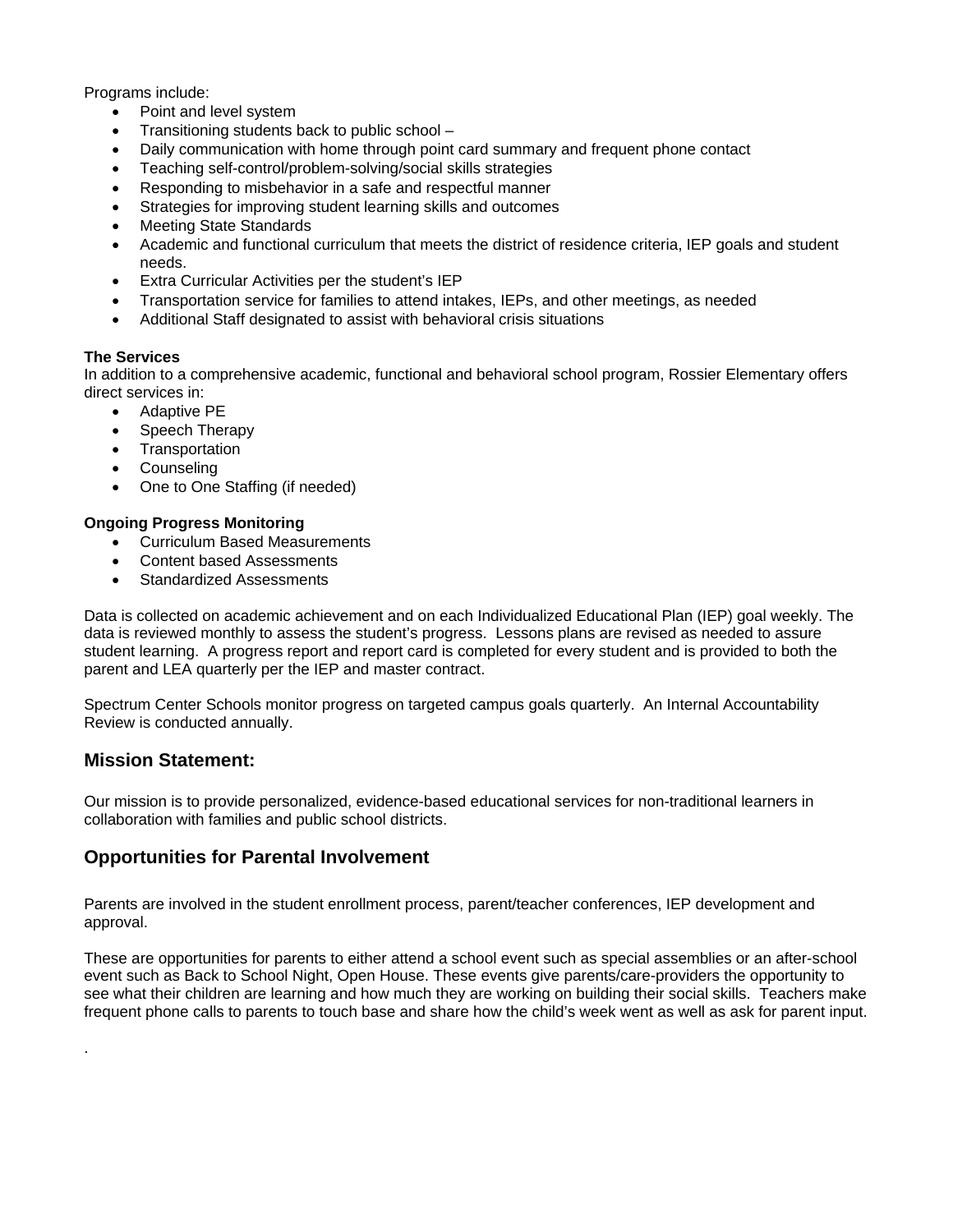Programs include:

- Point and level system
- Transitioning students back to public school –
- Daily communication with home through point card summary and frequent phone contact
- Teaching self-control/problem-solving/social skills strategies
- Responding to misbehavior in a safe and respectful manner
- Strategies for improving student learning skills and outcomes
- Meeting State Standards
- Academic and functional curriculum that meets the district of residence criteria, IEP goals and student needs.
- Extra Curricular Activities per the student's IEP
- Transportation service for families to attend intakes, IEPs, and other meetings, as needed
- Additional Staff designated to assist with behavioral crisis situations

**The Services**

In addition to a comprehensive academic, functional and behavioral school program, Rossier Elementary offers direct services in:

- Adaptive PE
- Speech Therapy
- Transportation
- Counseling
- One to One Staffing (if needed)

**Ongoing Progress Monitoring**

- Curriculum Based Measurements
- Content based Assessments
- Standardized Assessments

Data is collected on academic achievement and on each Individualized Educational Plan (IEP) goal weekly. The data is reviewed monthly to assess the student's progress. Lessons plans are revised as needed to assure student learning. A progress report and report card is completed for every student and is provided to both the parent and LEA quarterly per the IEP and master contract.

Spectrum Center Schools monitor progress on targeted campus goals quarterly. An Internal Accountability Review is conducted annually.

## Mission Statement:

Our mission is to provide personalized, evidence-based educational services for non-traditional learners in collaboration with families and public school districts.

## Opportunities for Parental Involvement

Parents are involved in the student enrollment process, parent/teacher conferences, IEP development and approval.

These are opportunities for parents to either attend a school event such as special assemblies or an after-school event such as Back to School Night, Open House. These events give parents/care-providers the opportunity to see what their children are learning and how much they are working on building their social skills. Teachers make frequent phone calls to parents to touch base and share how the child's week went as well as ask for parent input.

.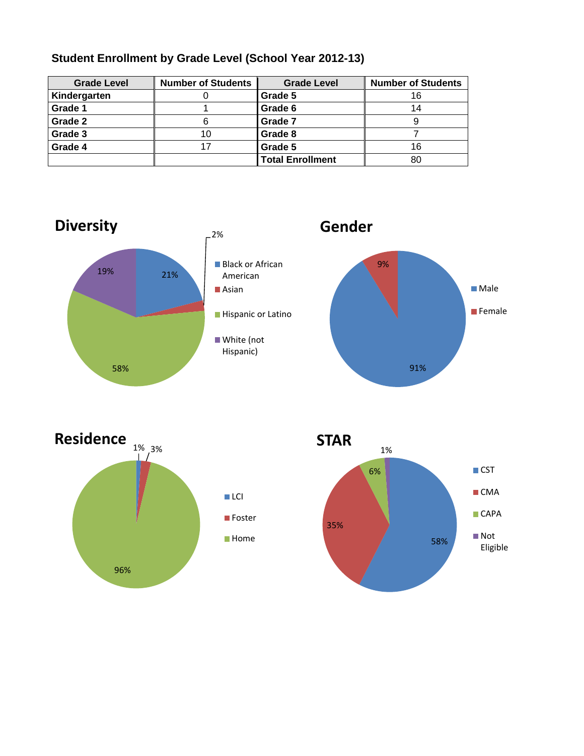**Student Enrollment by Grade Level (School Year 2012-13)**

| Grade Level | Number of Students | Grade Level | Number of Students |
|---|---|---|---|
| Kindergarten | 0 | Grade 5 | 16 |
| Grade 1 | 1 | Grade 6 | 14 |
| Grade 2 | 6 | Grade 7 | 9 |
| Grade 3 | 10 | Grade 8 | 7 |
| Grade 4 | 17 | Grade 5 | 16 |
| | | Total Enrollment | 80 |

## Diversity

| Category | Percent |
|---|---|
| Black or African American | 21% |
| Asian | 2% |
| Hispanic or Latino | 58% |
| White (not Hispanic) | 19% |

## Gender

| Category | Percent |
|---|---|
| Male | 91% |
| Female | 9% |

## Residence

| Category | Percent |
|---|---|
| LCI | 1% |
| Foster | 3% |
| Home | 96% |

## STAR

| Category | Percent |
|---|---|
| CST | 58% |
| CMA | 35% |
| CAPA | 6% |
| Not Eligible | 1% |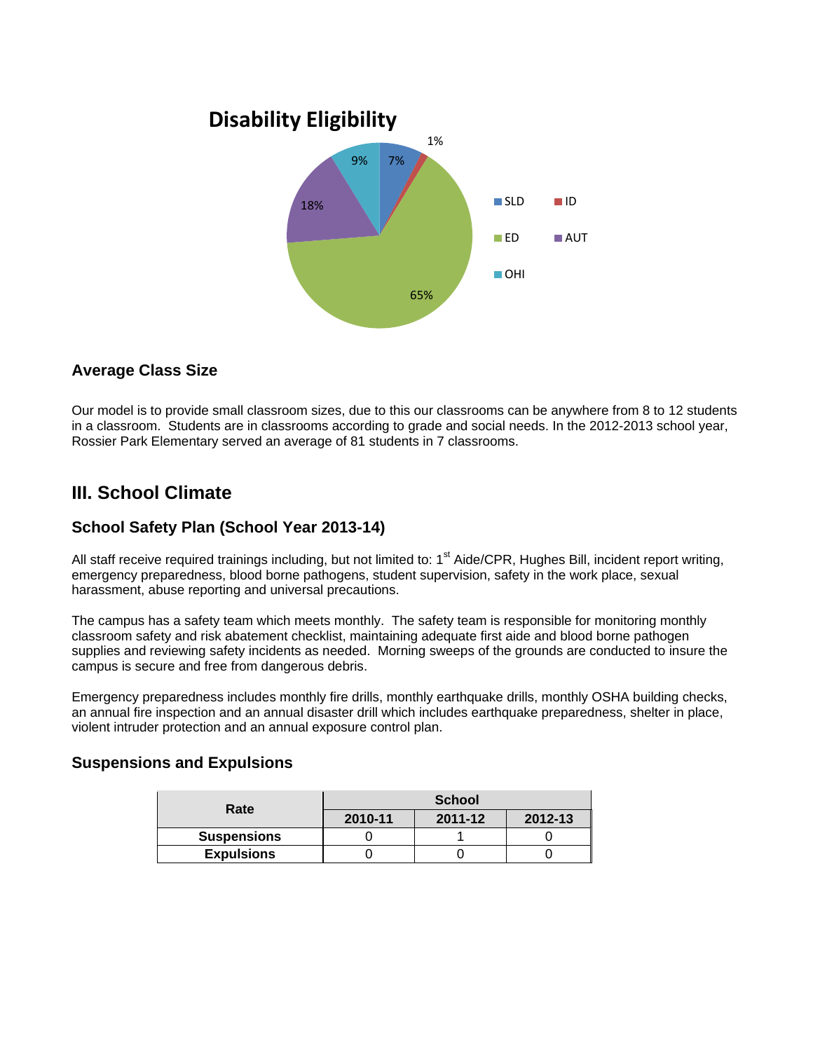## Disability Eligibility

| Category | Percentage |
|---|---|
| SLD | 7% |
| ID | 1% |
| ED | 65% |
| AUT | 18% |
| OHI | 9% |

### Average Class Size

Our model is to provide small classroom sizes, due to this our classrooms can be anywhere from 8 to 12 students in a classroom. Students are in classrooms according to grade and social needs. In the 2012-2013 school year, Rossier Park Elementary served an average of 81 students in 7 classrooms.

## III. School Climate

### School Safety Plan (School Year 2013-14)

All staff receive required trainings including, but not limited to: 1st Aide/CPR, Hughes Bill, incident report writing, emergency preparedness, blood borne pathogens, student supervision, safety in the work place, sexual harassment, abuse reporting and universal precautions.

The campus has a safety team which meets monthly. The safety team is responsible for monitoring monthly classroom safety and risk abatement checklist, maintaining adequate first aide and blood borne pathogen supplies and reviewing safety incidents as needed. Morning sweeps of the grounds are conducted to insure the campus is secure and free from dangerous debris.

Emergency preparedness includes monthly fire drills, monthly earthquake drills, monthly OSHA building checks, an annual fire inspection and an annual disaster drill which includes earthquake preparedness, shelter in place, violent intruder protection and an annual exposure control plan.

### Suspensions and Expulsions

| Rate | School | | |
|---|---|---|---|
| | 2010-11 | 2011-12 | 2012-13 |
| **Suspensions** | 0 | 1 | 0 |
| **Expulsions** | 0 | 0 | 0 |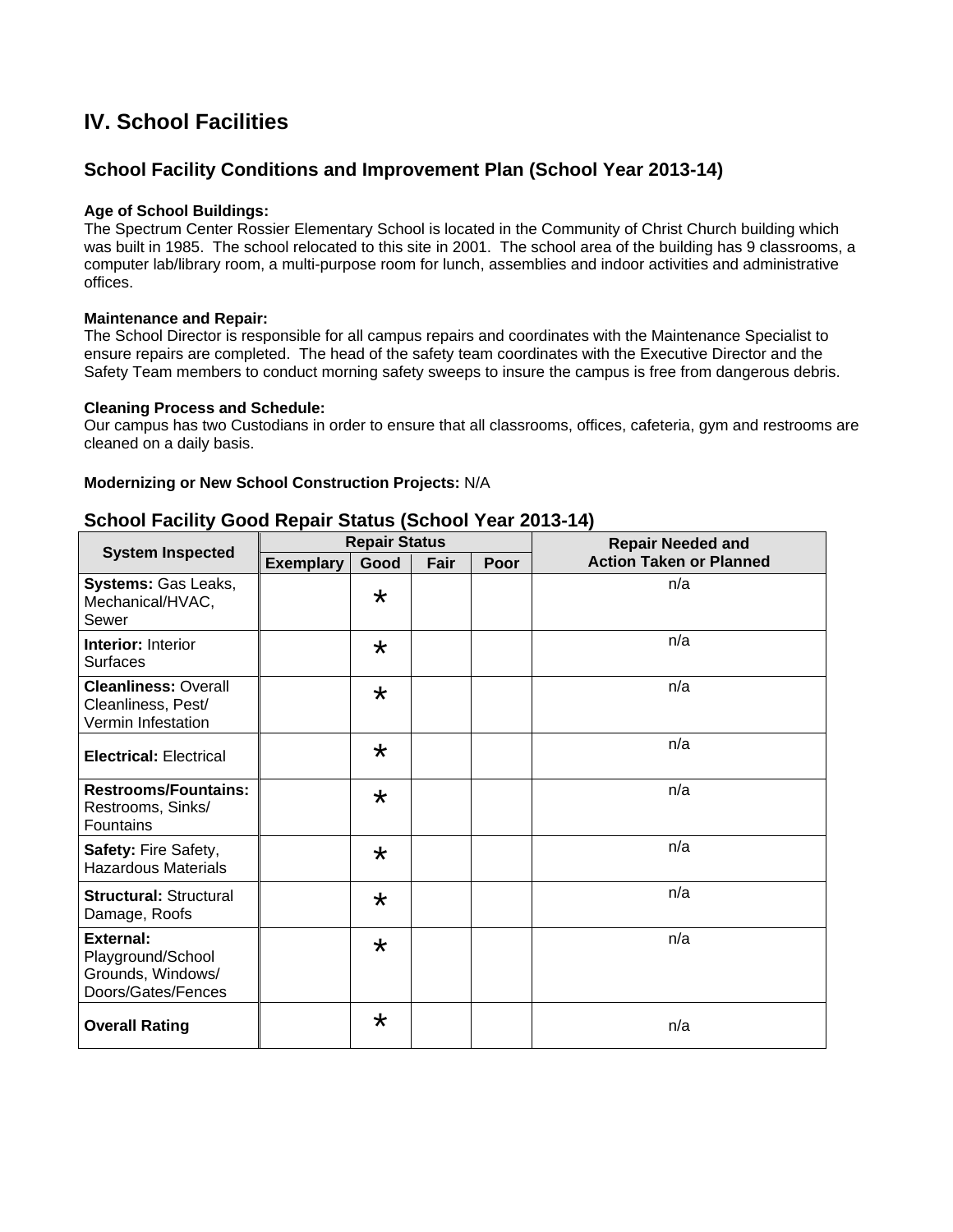# IV. School Facilities

## School Facility Conditions and Improvement Plan (School Year 2013-14)

**Age of School Buildings:**
The Spectrum Center Rossier Elementary School is located in the Community of Christ Church building which was built in 1985. The school relocated to this site in 2001. The school area of the building has 9 classrooms, a computer lab/library room, a multi-purpose room for lunch, assemblies and indoor activities and administrative offices.

**Maintenance and Repair:**
The School Director is responsible for all campus repairs and coordinates with the Maintenance Specialist to ensure repairs are completed. The head of the safety team coordinates with the Executive Director and the Safety Team members to conduct morning safety sweeps to insure the campus is free from dangerous debris.

**Cleaning Process and Schedule:**
Our campus has two Custodians in order to ensure that all classrooms, offices, cafeteria, gym and restrooms are cleaned on a daily basis.

**Modernizing or New School Construction Projects:** N/A

## School Facility Good Repair Status (School Year 2013-14)

| System Inspected | Repair Status | | | | Repair Needed and Action Taken or Planned |
|---|---|---|---|---|---|
| | Exemplary | Good | Fair | Poor | |
| **Systems:** Gas Leaks, Mechanical/HVAC, Sewer | | * | | | n/a |
| **Interior:** Interior Surfaces | | * | | | n/a |
| **Cleanliness:** Overall Cleanliness, Pest/ Vermin Infestation | | * | | | n/a |
| **Electrical:** Electrical | | * | | | n/a |
| **Restrooms/Fountains:** Restrooms, Sinks/ Fountains | | * | | | n/a |
| **Safety:** Fire Safety, Hazardous Materials | | * | | | n/a |
| **Structural:** Structural Damage, Roofs | | * | | | n/a |
| **External:** Playground/School Grounds, Windows/ Doors/Gates/Fences | | * | | | n/a |
| **Overall Rating** | | * | | | n/a |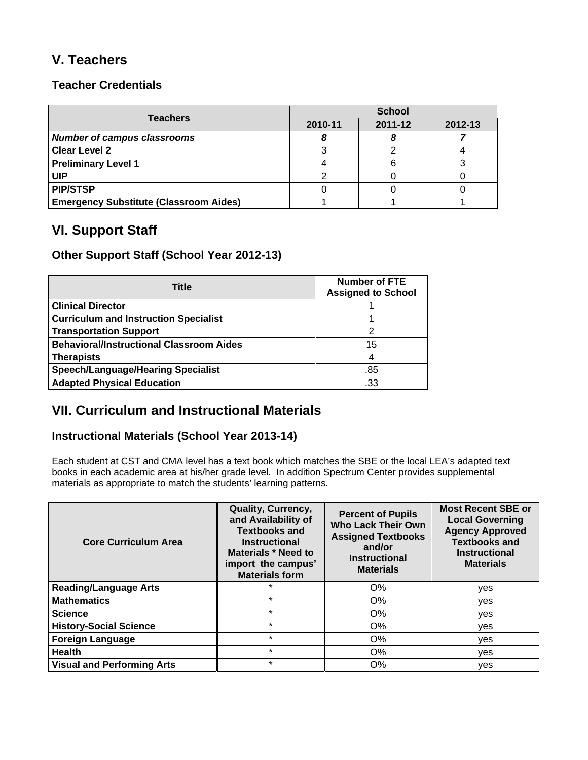## V. Teachers

### Teacher Credentials

| Teachers | School | | |
|---|---|---|---|
| | 2010-11 | 2011-12 | 2012-13 |
| ***Number of campus classrooms*** | ***8*** | ***8*** | ***7*** |
| **Clear Level 2** | 3 | 2 | 4 |
| **Preliminary Level 1** | 4 | 6 | 3 |
| **UIP** | 2 | 0 | 0 |
| **PIP/STSP** | 0 | 0 | 0 |
| **Emergency Substitute (Classroom Aides)** | 1 | 1 | 1 |

## VI. Support Staff

### Other Support Staff (School Year 2012-13)

| Title | Number of FTE Assigned to School |
|---|---|
| **Clinical Director** | 1 |
| **Curriculum and Instruction Specialist** | 1 |
| **Transportation Support** | 2 |
| **Behavioral/Instructional Classroom Aides** | 15 |
| **Therapists** | 4 |
| **Speech/Language/Hearing Specialist** | .85 |
| **Adapted Physical Education** | .33 |

## VII. Curriculum and Instructional Materials

### Instructional Materials (School Year 2013-14)

Each student at CST and CMA level has a text book which matches the SBE or the local LEA's adapted text books in each academic area at his/her grade level. In addition Spectrum Center provides supplemental materials as appropriate to match the students' learning patterns.

| Core Curriculum Area | Quality, Currency, and Availability of Textbooks and Instructional Materials * Need to import the campus' Materials form | Percent of Pupils Who Lack Their Own Assigned Textbooks and/or Instructional Materials | Most Recent SBE or Local Governing Agency Approved Textbooks and Instructional Materials |
|---|---|---|---|
| **Reading/Language Arts** | * | O% | yes |
| **Mathematics** | * | O% | yes |
| **Science** | * | O% | yes |
| **History-Social Science** | * | O% | yes |
| **Foreign Language** | * | O% | yes |
| **Health** | * | O% | yes |
| **Visual and Performing Arts** | * | O% | yes |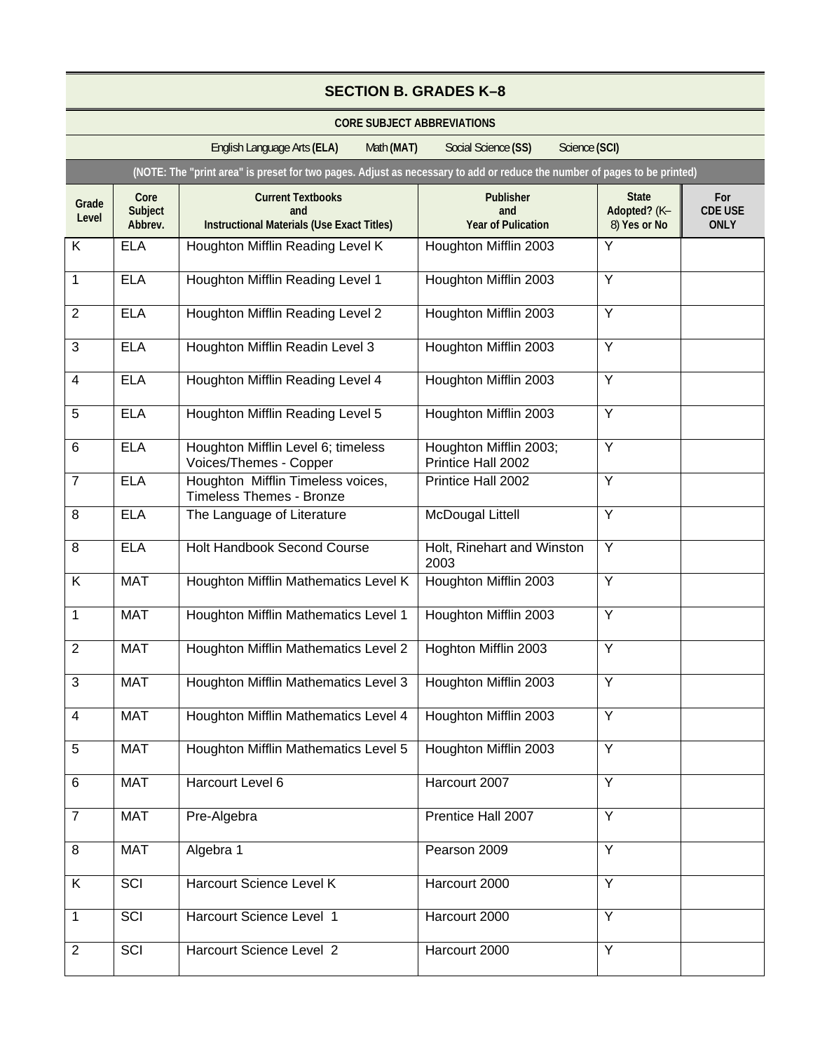## SECTION B. GRADES K–8

**CORE SUBJECT ABBREVIATIONS**

English Language Arts **(ELA)** Math **(MAT)** Social Science **(SS)** Science **(SCI)**

**(NOTE: The "print area" is preset for two pages. Adjust as necessary to add or reduce the number of pages to be printed)**

| Grade Level | Core Subject Abbrev. | Current Textbooks and Instructional Materials (Use Exact Titles) | Publisher and Year of Pulication | State Adopted? (K–8) Yes or No | For CDE USE ONLY |
|---|---|---|---|---|---|
| K | ELA | Houghton Mifflin Reading Level K | Houghton Mifflin 2003 | Y | |
| 1 | ELA | Houghton Mifflin Reading Level 1 | Houghton Mifflin 2003 | Y | |
| 2 | ELA | Houghton Mifflin Reading Level 2 | Houghton Mifflin 2003 | Y | |
| 3 | ELA | Houghton Mifflin Readin Level 3 | Houghton Mifflin 2003 | Y | |
| 4 | ELA | Houghton Mifflin Reading Level 4 | Houghton Mifflin 2003 | Y | |
| 5 | ELA | Houghton Mifflin Reading Level 5 | Houghton Mifflin 2003 | Y | |
| 6 | ELA | Houghton Mifflin Level 6; timeless Voices/Themes - Copper | Houghton Mifflin 2003; Printice Hall 2002 | Y | |
| 7 | ELA | Houghton Mifflin Timeless voices, Timeless Themes - Bronze | Printice Hall 2002 | Y | |
| 8 | ELA | The Language of Literature | McDougal Littell | Y | |
| 8 | ELA | Holt Handbook Second Course | Holt, Rinehart and Winston 2003 | Y | |
| K | MAT | Houghton Mifflin Mathematics Level K | Houghton Mifflin 2003 | Y | |
| 1 | MAT | Houghton Mifflin Mathematics Level 1 | Houghton Mifflin 2003 | Y | |
| 2 | MAT | Houghton Mifflin Mathematics Level 2 | Hoghton Mifflin 2003 | Y | |
| 3 | MAT | Houghton Mifflin Mathematics Level 3 | Houghton Mifflin 2003 | Y | |
| 4 | MAT | Houghton Mifflin Mathematics Level 4 | Houghton Mifflin 2003 | Y | |
| 5 | MAT | Houghton Mifflin Mathematics Level 5 | Houghton Mifflin 2003 | Y | |
| 6 | MAT | Harcourt Level 6 | Harcourt 2007 | Y | |
| 7 | MAT | Pre-Algebra | Prentice Hall 2007 | Y | |
| 8 | MAT | Algebra 1 | Pearson 2009 | Y | |
| K | SCI | Harcourt Science Level K | Harcourt 2000 | Y | |
| 1 | SCI | Harcourt Science Level 1 | Harcourt 2000 | Y | |
| 2 | SCI | Harcourt Science Level 2 | Harcourt 2000 | Y | |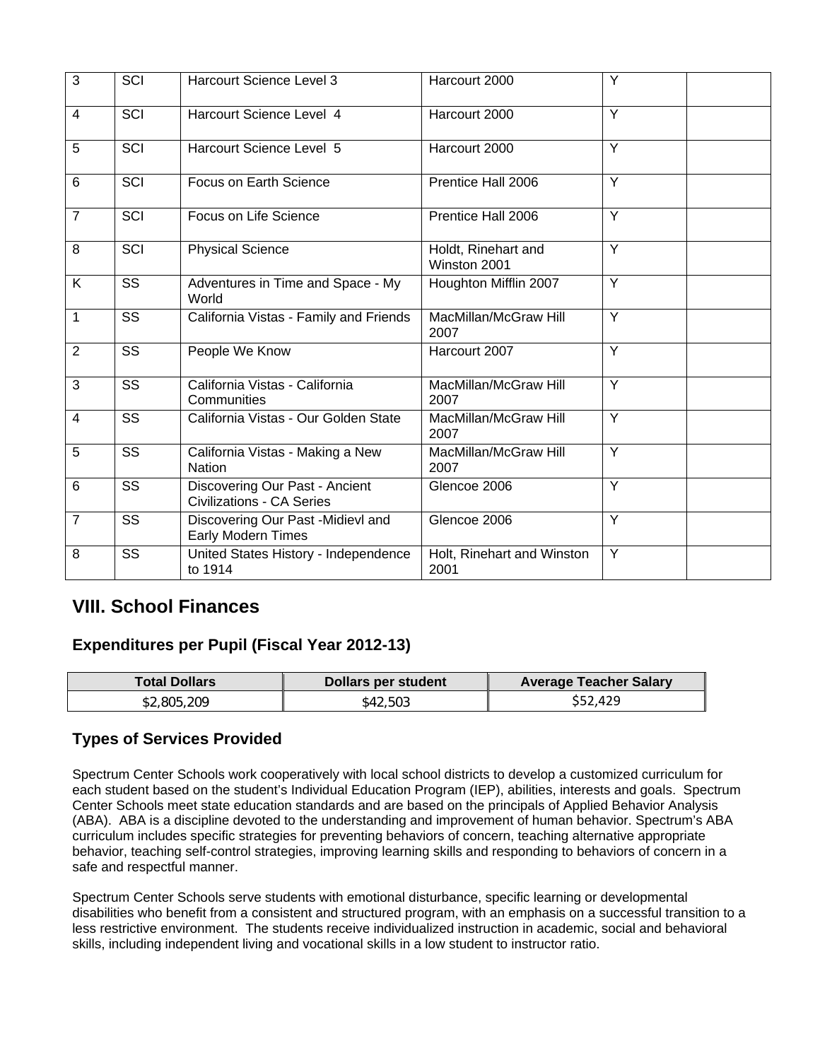| 3 | SCI | Harcourt Science Level 3 | Harcourt 2000 | Y | |
|---|---|---|---|---|---|
| 4 | SCI | Harcourt Science Level 4 | Harcourt 2000 | Y | |
| 5 | SCI | Harcourt Science Level 5 | Harcourt 2000 | Y | |
| 6 | SCI | Focus on Earth Science | Prentice Hall 2006 | Y | |
| 7 | SCI | Focus on Life Science | Prentice Hall 2006 | Y | |
| 8 | SCI | Physical Science | Holdt, Rinehart and Winston 2001 | Y | |
| K | SS | Adventures in Time and Space - My World | Houghton Mifflin 2007 | Y | |
| 1 | SS | California Vistas - Family and Friends | MacMillan/McGraw Hill 2007 | Y | |
| 2 | SS | People We Know | Harcourt 2007 | Y | |
| 3 | SS | California Vistas - California Communities | MacMillan/McGraw Hill 2007 | Y | |
| 4 | SS | California Vistas - Our Golden State | MacMillan/McGraw Hill 2007 | Y | |
| 5 | SS | California Vistas - Making a New Nation | MacMillan/McGraw Hill 2007 | Y | |
| 6 | SS | Discovering Our Past - Ancient Civilizations - CA Series | Glencoe 2006 | Y | |
| 7 | SS | Discovering Our Past -Midievl and Early Modern Times | Glencoe 2006 | Y | |
| 8 | SS | United States History - Independence to 1914 | Holt, Rinehart and Winston 2001 | Y | |

## VIII. School Finances

### Expenditures per Pupil (Fiscal Year 2012-13)

| Total Dollars | Dollars per student | Average Teacher Salary |
|---|---|---|
| $2,805,209 | $42,503 | $52,429 |

### Types of Services Provided

Spectrum Center Schools work cooperatively with local school districts to develop a customized curriculum for each student based on the student's Individual Education Program (IEP), abilities, interests and goals. Spectrum Center Schools meet state education standards and are based on the principals of Applied Behavior Analysis (ABA). ABA is a discipline devoted to the understanding and improvement of human behavior. Spectrum's ABA curriculum includes specific strategies for preventing behaviors of concern, teaching alternative appropriate behavior, teaching self-control strategies, improving learning skills and responding to behaviors of concern in a safe and respectful manner.

Spectrum Center Schools serve students with emotional disturbance, specific learning or developmental disabilities who benefit from a consistent and structured program, with an emphasis on a successful transition to a less restrictive environment. The students receive individualized instruction in academic, social and behavioral skills, including independent living and vocational skills in a low student to instructor ratio.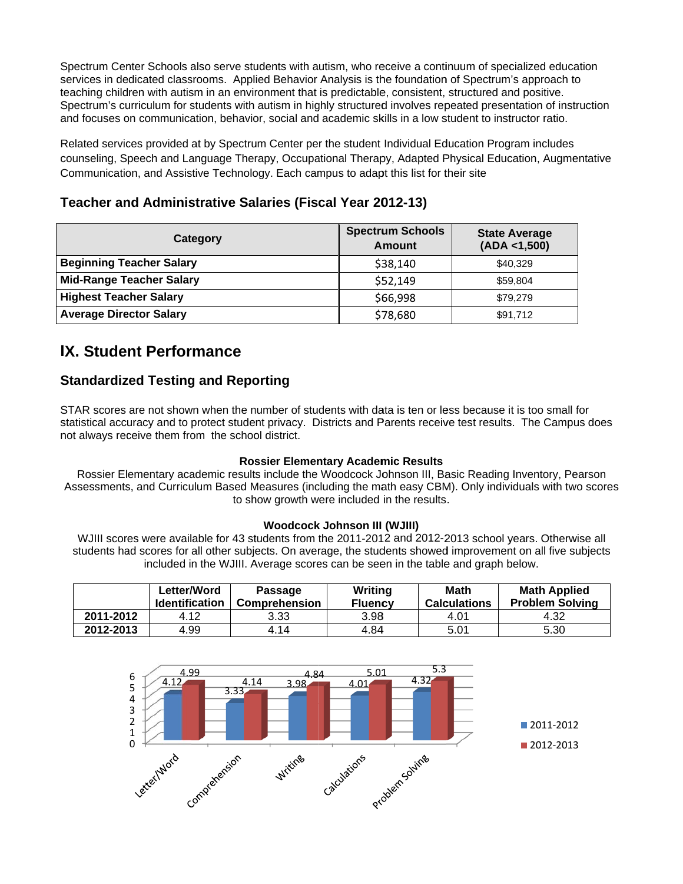Spectrum Center Schools also serve students with autism, who receive a continuum of specialized education services in dedicated classrooms. Applied Behavior Analysis is the foundation of Spectrum's approach to teaching children with autism in an environment that is predictable, consistent, structured and positive. Spectrum's curriculum for students with autism in highly structured involves repeated presentation of instruction and focuses on communication, behavior, social and academic skills in a low student to instructor ratio.

Related services provided at by Spectrum Center per the student Individual Education Program includes counseling, Speech and Language Therapy, Occupational Therapy, Adapted Physical Education, Augmentative Communication, and Assistive Technology. Each campus to adapt this list for their site

### Teacher and Administrative Salaries (Fiscal Year 2012-13)

| Category | Spectrum Schools Amount | State Average (ADA <1,500) |
|---|---|---|
| **Beginning Teacher Salary** | $38,140 | $40,329 |
| **Mid-Range Teacher Salary** | $52,149 | $59,804 |
| **Highest Teacher Salary** | $66,998 | $79,279 |
| **Average Director Salary** | $78,680 | $91,712 |

## IX. Student Performance

### Standardized Testing and Reporting

STAR scores are not shown when the number of students with data is ten or less because it is too small for statistical accuracy and to protect student privacy. Districts and Parents receive test results. The Campus does not always receive them from the school district.

**Rossier Elementary Academic Results**

Rossier Elementary academic results include the Woodcock Johnson III, Basic Reading Inventory, Pearson Assessments, and Curriculum Based Measures (including the math easy CBM). Only individuals with two scores to show growth were included in the results.

**Woodcock Johnson III (WJIII)**

WJIII scores were available for 43 students from the 2011-2012 and 2012-2013 school years. Otherwise all students had scores for all other subjects. On average, the students showed improvement on all five subjects included in the WJIII. Average scores can be seen in the table and graph below.

| | Letter/Word Identification | Passage Comprehension | Writing Fluency | Math Calculations | Math Applied Problem Solving |
|---|---|---|---|---|---|
| **2011-2012** | 4.12 | 3.33 | 3.98 | 4.01 | 4.32 |
| **2012-2013** | 4.99 | 4.14 | 4.84 | 5.01 | 5.30 |

| | Letter/Word | Comprehension | Writing | Calculations | Problem Solving |
|---|---|---|---|---|---|
| 2011-2012 | 4.12 | 3.33 | 3.98 | 4.01 | 4.32 |
| 2012-2013 | 4.99 | 4.14 | 4.84 | 5.01 | 5.3 |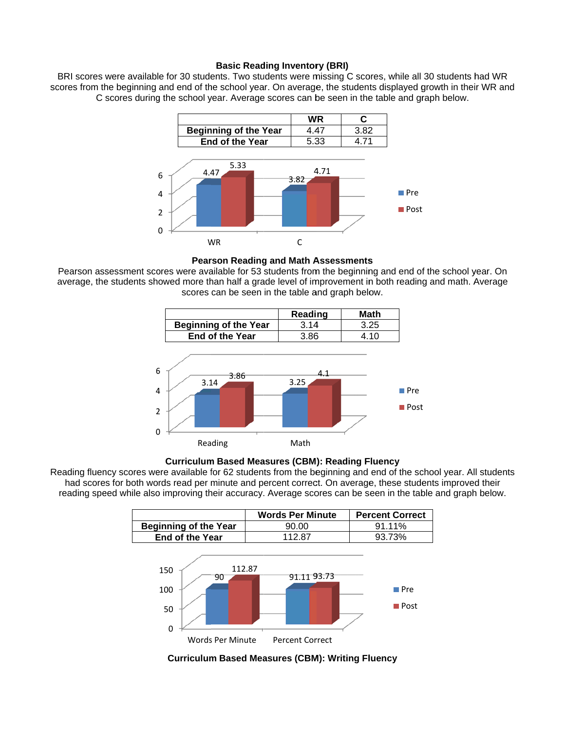### Basic Reading Inventory (BRI)

BRI scores were available for 30 students. Two students were missing C scores, while all 30 students had WR scores from the beginning and end of the school year. On average, the students displayed growth in their WR and C scores during the school year. Average scores can be seen in the table and graph below.

| | WR | C |
|---|---|---|
| **Beginning of the Year** | 4.47 | 3.82 |
| **End of the Year** | 5.33 | 4.71 |

### Pearson Reading and Math Assessments

Pearson assessment scores were available for 53 students from the beginning and end of the school year. On average, the students showed more than half a grade level of improvement in both reading and math. Average scores can be seen in the table and graph below.

| | Reading | Math |
|---|---|---|
| **Beginning of the Year** | 3.14 | 3.25 |
| **End of the Year** | 3.86 | 4.10 |

### Curriculum Based Measures (CBM): Reading Fluency

Reading fluency scores were available for 62 students from the beginning and end of the school year. All students had scores for both words read per minute and percent correct. On average, these students improved their reading speed while also improving their accuracy. Average scores can be seen in the table and graph below.

| | Words Per Minute | Percent Correct |
|---|---|---|
| **Beginning of the Year** | 90.00 | 91.11% |
| **End of the Year** | 112.87 | 93.73% |

### Curriculum Based Measures (CBM): Writing Fluency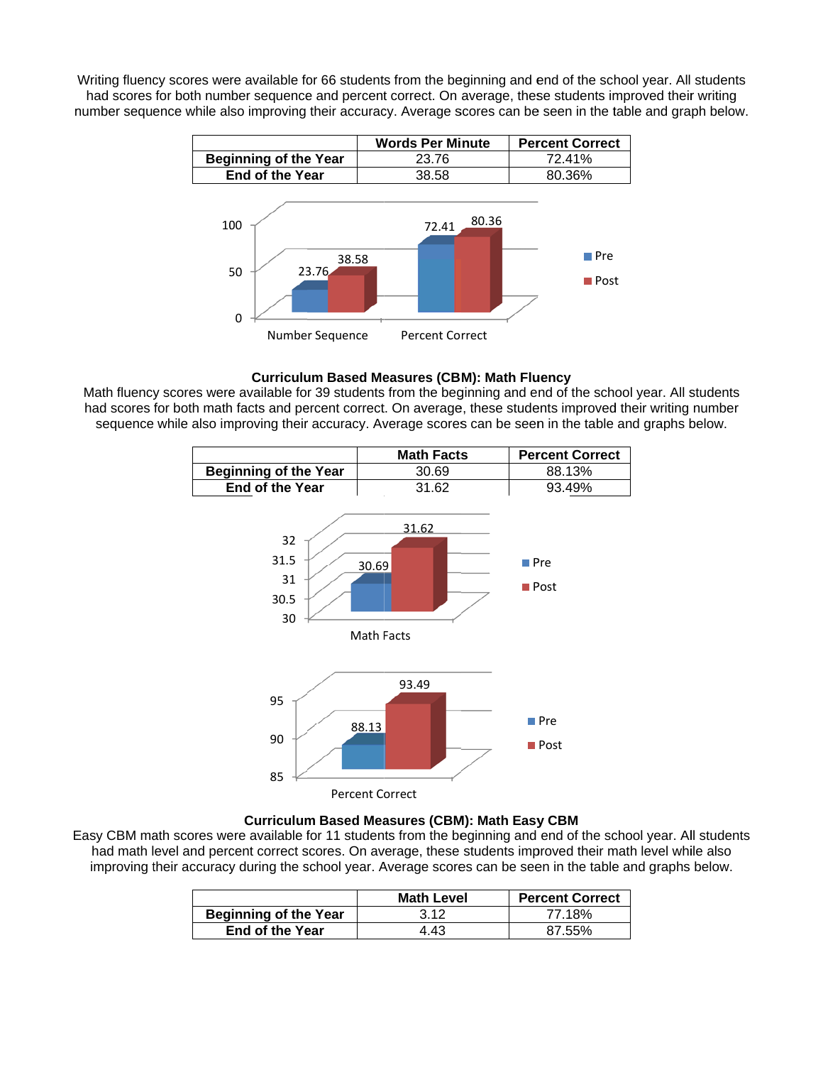Writing fluency scores were available for 66 students from the beginning and end of the school year. All students had scores for both number sequence and percent correct. On average, these students improved their writing number sequence while also improving their accuracy. Average scores can be seen in the table and graph below.

| | Words Per Minute | Percent Correct |
|---|---|---|
| **Beginning of the Year** | 23.76 | 72.41% |
| **End of the Year** | 38.58 | 80.36% |

**Curriculum Based Measures (CBM): Math Fluency**

Math fluency scores were available for 39 students from the beginning and end of the school year. All students had scores for both math facts and percent correct. On average, these students improved their writing number sequence while also improving their accuracy. Average scores can be seen in the table and graphs below.

| | Math Facts | Percent Correct |
|---|---|---|
| **Beginning of the Year** | 30.69 | 88.13% |
| **End of the Year** | 31.62 | 93.49% |

**Curriculum Based Measures (CBM): Math Easy CBM**

Easy CBM math scores were available for 11 students from the beginning and end of the school year. All students had math level and percent correct scores. On average, these students improved their math level while also improving their accuracy during the school year. Average scores can be seen in the table and graphs below.

| | Math Level | Percent Correct |
|---|---|---|
| **Beginning of the Year** | 3.12 | 77.18% |
| **End of the Year** | 4.43 | 87.55% |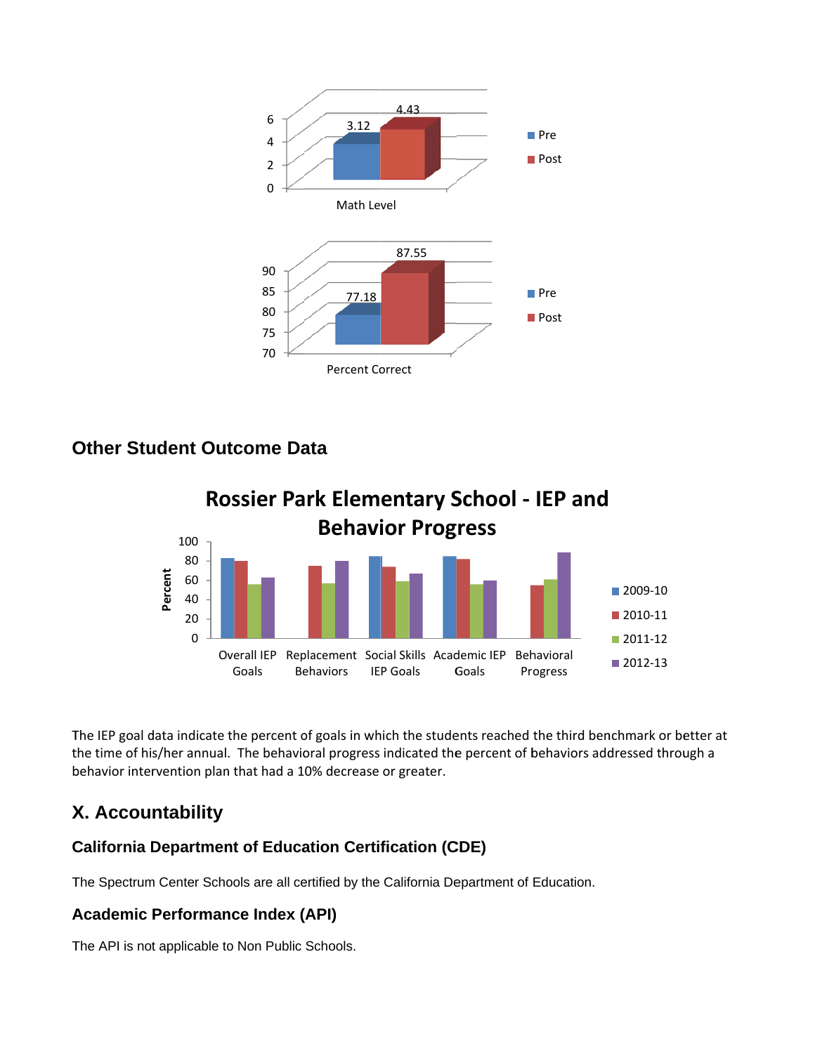## Other Student Outcome Data

The IEP goal data indicate the percent of goals in which the students reached the third benchmark or better at the time of his/her annual. The behavioral progress indicated the percent of behaviors addressed through a behavior intervention plan that had a 10% decrease or greater.

# X. Accountability

## California Department of Education Certification (CDE)

The Spectrum Center Schools are all certified by the California Department of Education.

## Academic Performance Index (API)

The API is not applicable to Non Public Schools.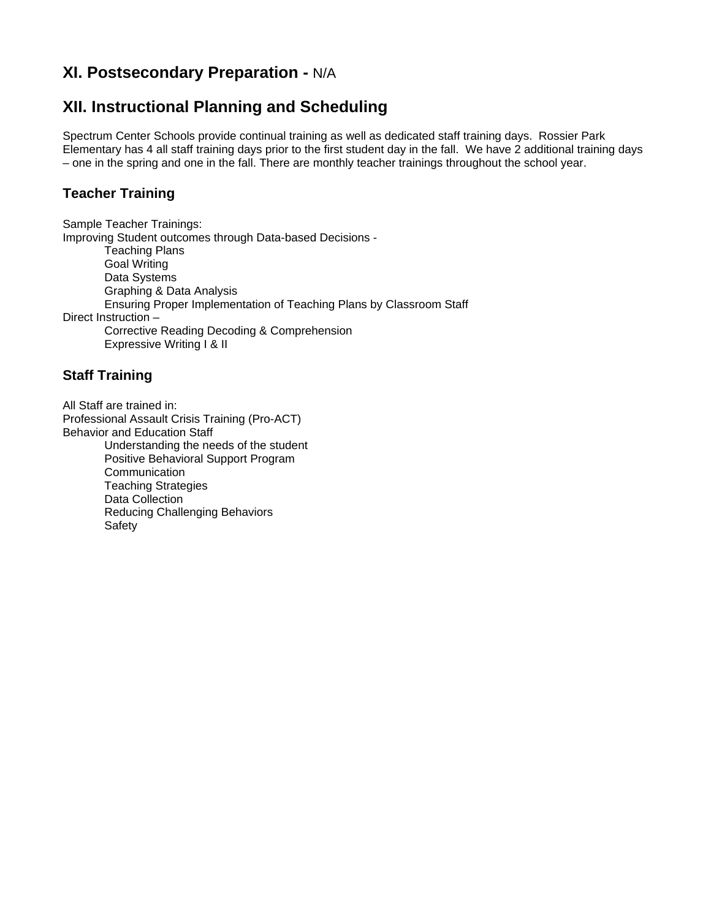## XI. Postsecondary Preparation - N/A

## XII. Instructional Planning and Scheduling

Spectrum Center Schools provide continual training as well as dedicated staff training days. Rossier Park Elementary has 4 all staff training days prior to the first student day in the fall. We have 2 additional training days – one in the spring and one in the fall. There are monthly teacher trainings throughout the school year.

### Teacher Training

Sample Teacher Trainings:

Improving Student outcomes through Data-based Decisions -

- Teaching Plans
- Goal Writing
- Data Systems
- Graphing & Data Analysis
- Ensuring Proper Implementation of Teaching Plans by Classroom Staff

Direct Instruction –

- Corrective Reading Decoding & Comprehension
- Expressive Writing I & II

### Staff Training

All Staff are trained in:

Professional Assault Crisis Training (Pro-ACT)

Behavior and Education Staff

- Understanding the needs of the student
- Positive Behavioral Support Program
- Communication
- Teaching Strategies
- Data Collection
- Reducing Challenging Behaviors
- Safety